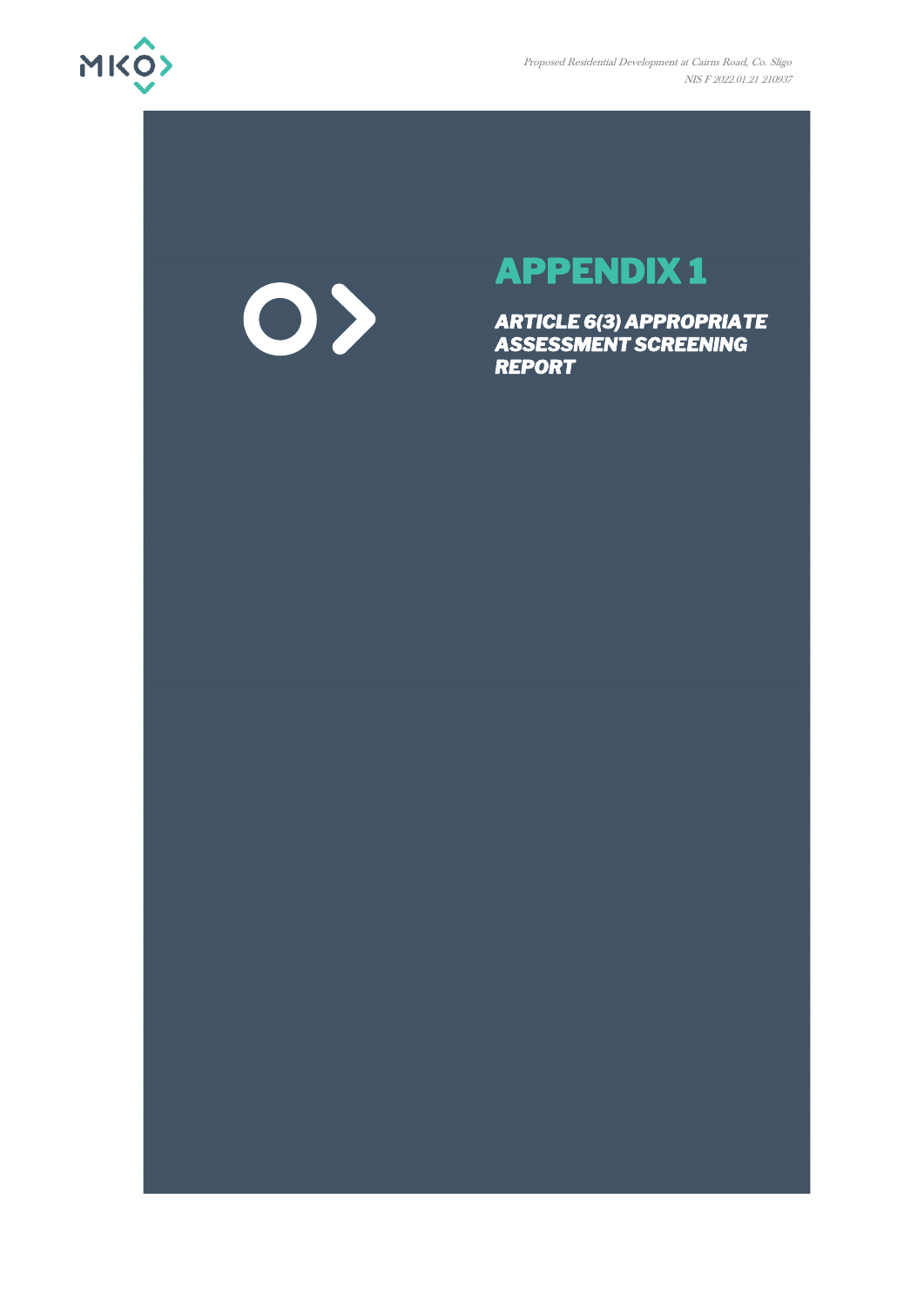# APPENDIX 1

***ARTICLE 6(3) APPROPRIATE ASSESSMENT SCREENING REPORT***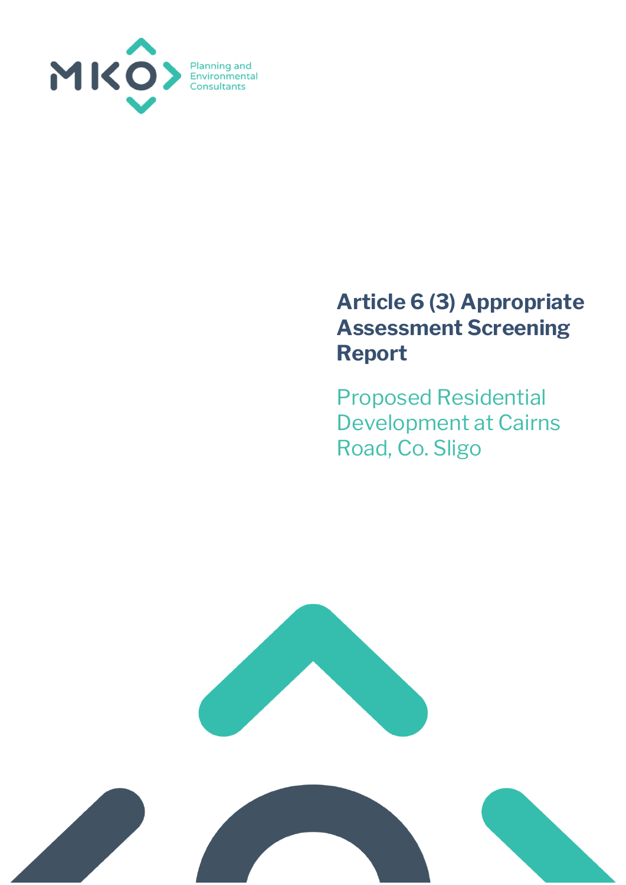# Article 6 (3) Appropriate Assessment Screening Report

## Proposed Residential Development at Cairns Road, Co. Sligo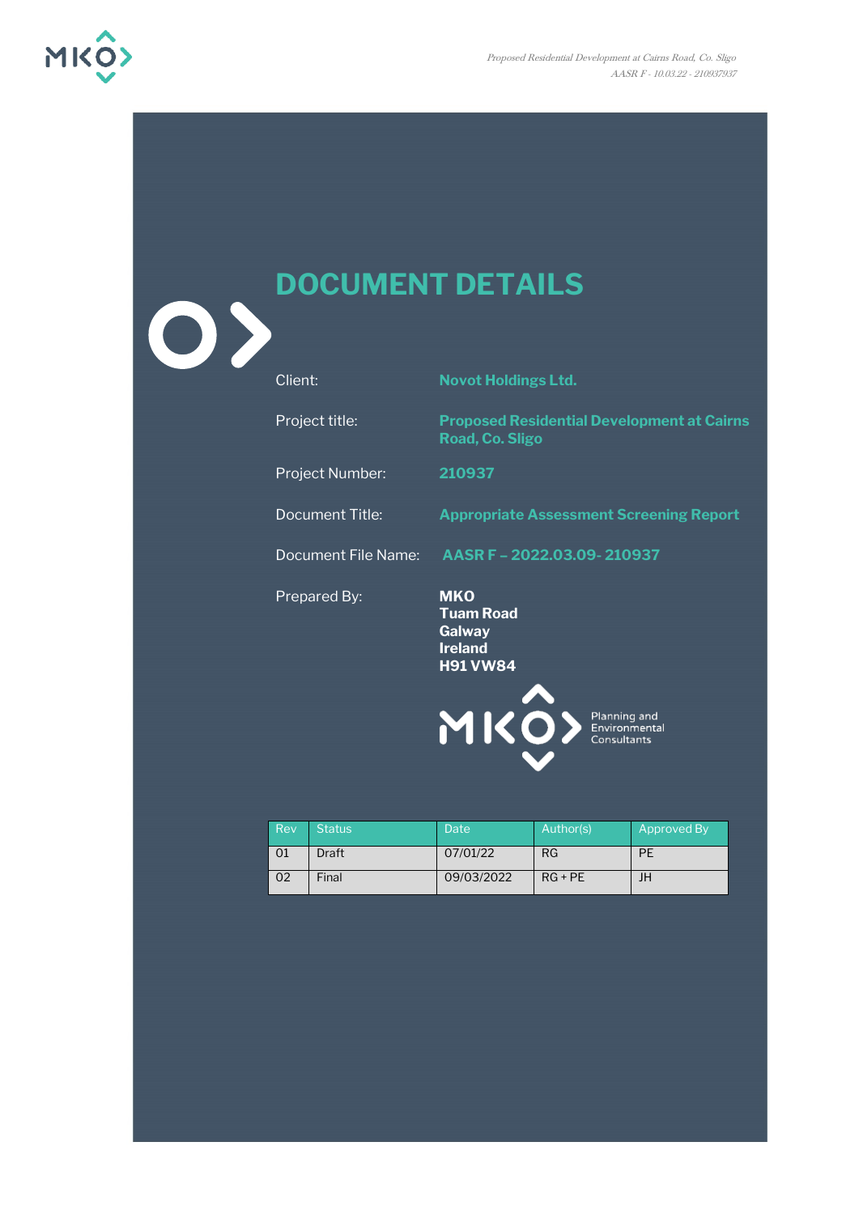# DOCUMENT DETAILS

| | |
|---|---|
| Client: | **Novot Holdings Ltd.** |
| Project title: | **Proposed Residential Development at Cairns Road, Co. Sligo** |
| Project Number: | **210937** |
| Document Title: | **Appropriate Assessment Screening Report** |
| Document File Name: | **AASR F – 2022.03.09- 210937** |
| Prepared By: | **MKO**<br>**Tuam Road**<br>**Galway**<br>**Ireland**<br>**H91 VW84** |

MKO Planning and Environmental Consultants

| Rev | Status | Date | Author(s) | Approved By |
|---|---|---|---|---|
| 01 | Draft | 07/01/22 | RG | PE |
| 02 | Final | 09/03/2022 | RG + PE | JH |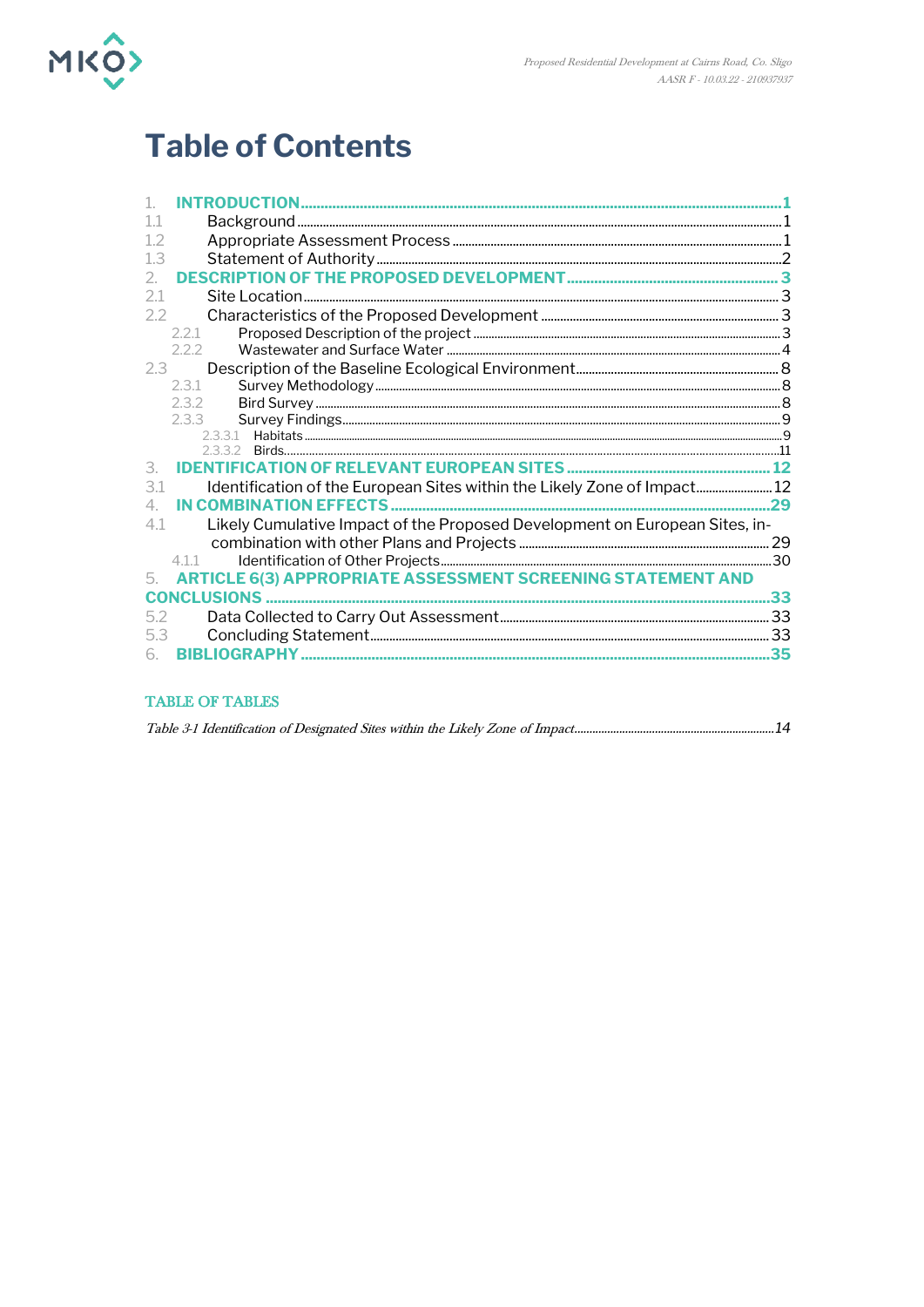# Table of Contents

1. **INTRODUCTION** ..... 1
   - 1.1 Background ..... 1
   - 1.2 Appropriate Assessment Process ..... 1
   - 1.3 Statement of Authority ..... 2
2. **DESCRIPTION OF THE PROPOSED DEVELOPMENT** ..... 3
   - 2.1 Site Location ..... 3
   - 2.2 Characteristics of the Proposed Development ..... 3
     - 2.2.1 Proposed Description of the project ..... 3
     - 2.2.2 Wastewater and Surface Water ..... 4
   - 2.3 Description of the Baseline Ecological Environment ..... 8
     - 2.3.1 Survey Methodology ..... 8
     - 2.3.2 Bird Survey ..... 8
     - 2.3.3 Survey Findings ..... 9
       - 2.3.3.1 Habitats ..... 9
       - 2.3.3.2 Birds ..... 11
3. **IDENTIFICATION OF RELEVANT EUROPEAN SITES** ..... 12
   - 3.1 Identification of the European Sites within the Likely Zone of Impact ..... 12
4. **IN COMBINATION EFFECTS** ..... 29
   - 4.1 Likely Cumulative Impact of the Proposed Development on European Sites, in-combination with other Plans and Projects ..... 29
     - 4.1.1 Identification of Other Projects ..... 30
5. **ARTICLE 6(3) APPROPRIATE ASSESSMENT SCREENING STATEMENT AND CONCLUSIONS** ..... 33
   - 5.2 Data Collected to Carry Out Assessment ..... 33
   - 5.3 Concluding Statement ..... 33
6. **BIBLIOGRAPHY** ..... 35

## TABLE OF TABLES

*Table 3-1 Identification of Designated Sites within the Likely Zone of Impact* ..... 14